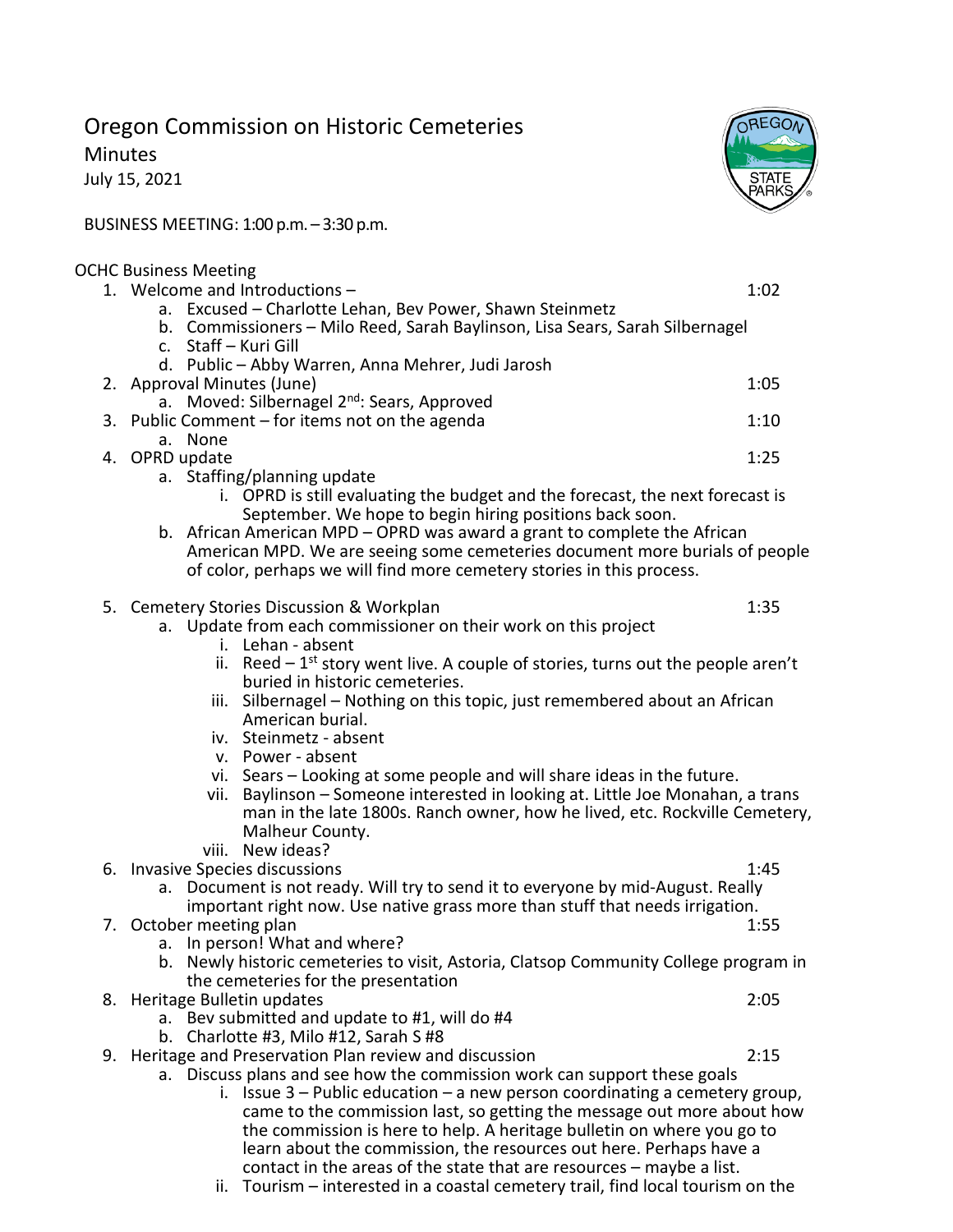# Oregon Commission on Historic Cemeteries

## Minutes

July 15, 2021

BUSINESS MEETING: 1:00 p.m. – 3:30 p.m.

OCHC Business Meeting

1. Welcome and Introductions – 1:02
   a. Excused – Charlotte Lehan, Bev Power, Shawn Steinmetz
   b. Commissioners – Milo Reed, Sarah Baylinson, Lisa Sears, Sarah Silbernagel
   c. Staff – Kuri Gill
   d. Public – Abby Warren, Anna Mehrer, Judi Jarosh
2. Approval Minutes (June) 1:05
   a. Moved: Silbernagel 2nd: Sears, Approved
3. Public Comment – for items not on the agenda 1:10
   a. None
4. OPRD update 1:25
   a. Staffing/planning update
      i. OPRD is still evaluating the budget and the forecast, the next forecast is September. We hope to begin hiring positions back soon.
   b. African American MPD – OPRD was award a grant to complete the African American MPD. We are seeing some cemeteries document more burials of people of color, perhaps we will find more cemetery stories in this process.
5. Cemetery Stories Discussion & Workplan 1:35
   a. Update from each commissioner on their work on this project
      i. Lehan - absent
      ii. Reed – 1st story went live. A couple of stories, turns out the people aren't buried in historic cemeteries.
      iii. Silbernagel – Nothing on this topic, just remembered about an African American burial.
      iv. Steinmetz - absent
      v. Power - absent
      vi. Sears – Looking at some people and will share ideas in the future.
      vii. Baylinson – Someone interested in looking at. Little Joe Monahan, a trans man in the late 1800s. Ranch owner, how he lived, etc. Rockville Cemetery, Malheur County.
      viii. New ideas?
6. Invasive Species discussions 1:45
   a. Document is not ready. Will try to send it to everyone by mid-August. Really important right now. Use native grass more than stuff that needs irrigation.
7. October meeting plan 1:55
   a. In person! What and where?
   b. Newly historic cemeteries to visit, Astoria, Clatsop Community College program in the cemeteries for the presentation
8. Heritage Bulletin updates 2:05
   a. Bev submitted and update to #1, will do #4
   b. Charlotte #3, Milo #12, Sarah S #8
9. Heritage and Preservation Plan review and discussion 2:15
   a. Discuss plans and see how the commission work can support these goals
      i. Issue 3 – Public education – a new person coordinating a cemetery group, came to the commission last, so getting the message out more about how the commission is here to help. A heritage bulletin on where you go to learn about the commission, the resources out here. Perhaps have a contact in the areas of the state that are resources – maybe a list.
      ii. Tourism – interested in a coastal cemetery trail, find local tourism on the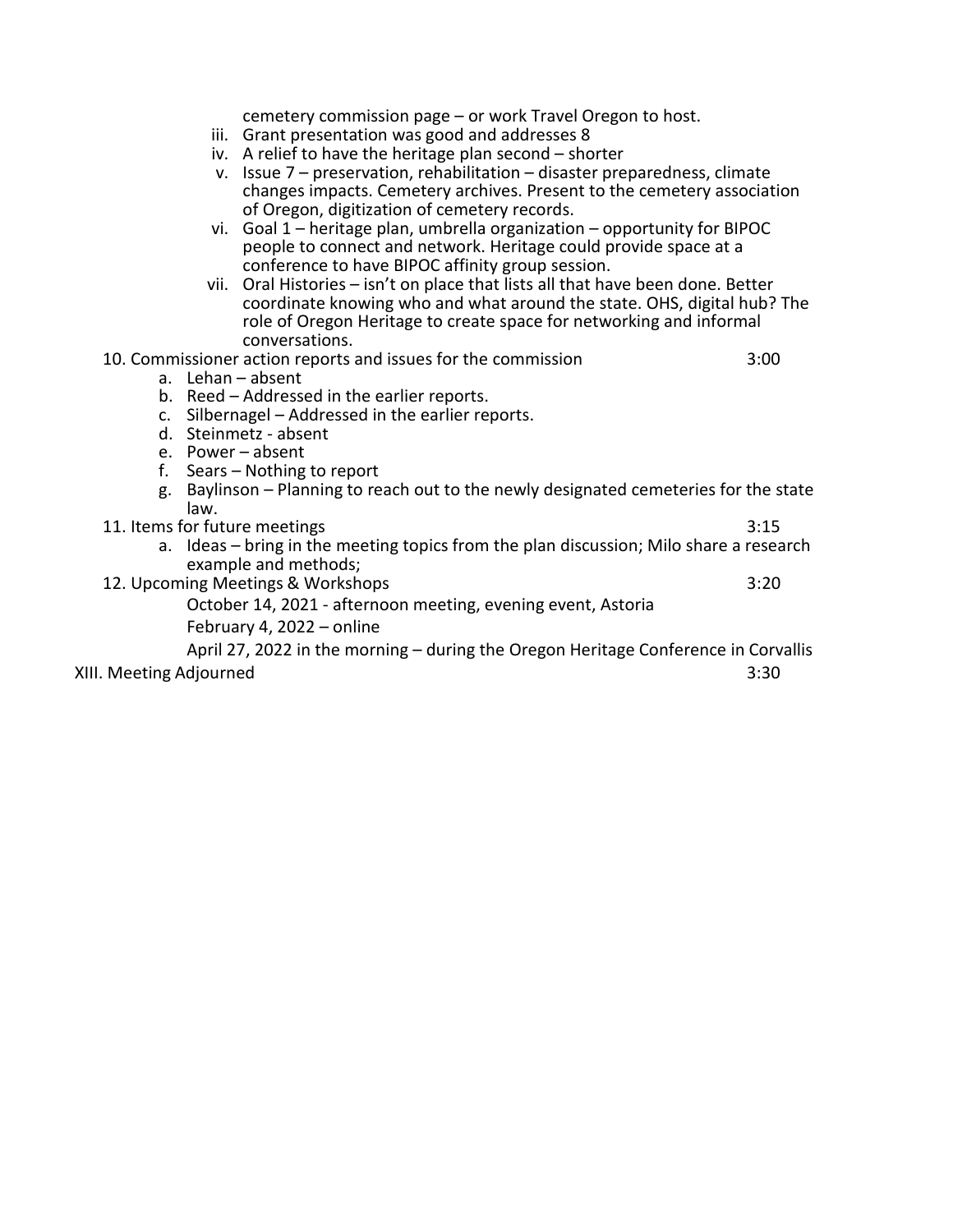cemetery commission page – or work Travel Oregon to host.

iii. Grant presentation was good and addresses 8

iv. A relief to have the heritage plan second – shorter

v. Issue 7 – preservation, rehabilitation – disaster preparedness, climate changes impacts. Cemetery archives. Present to the cemetery association of Oregon, digitization of cemetery records.

vi. Goal 1 – heritage plan, umbrella organization – opportunity for BIPOC people to connect and network. Heritage could provide space at a conference to have BIPOC affinity group session.

vii. Oral Histories – isn't on place that lists all that have been done. Better coordinate knowing who and what around the state. OHS, digital hub? The role of Oregon Heritage to create space for networking and informal conversations.

10. Commissioner action reports and issues for the commission 3:00
    a. Lehan – absent
    b. Reed – Addressed in the earlier reports.
    c. Silbernagel – Addressed in the earlier reports.
    d. Steinmetz - absent
    e. Power – absent
    f. Sears – Nothing to report
    g. Baylinson – Planning to reach out to the newly designated cemeteries for the state law.
11. Items for future meetings 3:15
    a. Ideas – bring in the meeting topics from the plan discussion; Milo share a research example and methods;
12. Upcoming Meetings & Workshops 3:20

    October 14, 2021 - afternoon meeting, evening event, Astoria

    February 4, 2022 – online

    April 27, 2022 in the morning – during the Oregon Heritage Conference in Corvallis

XIII. Meeting Adjourned 3:30